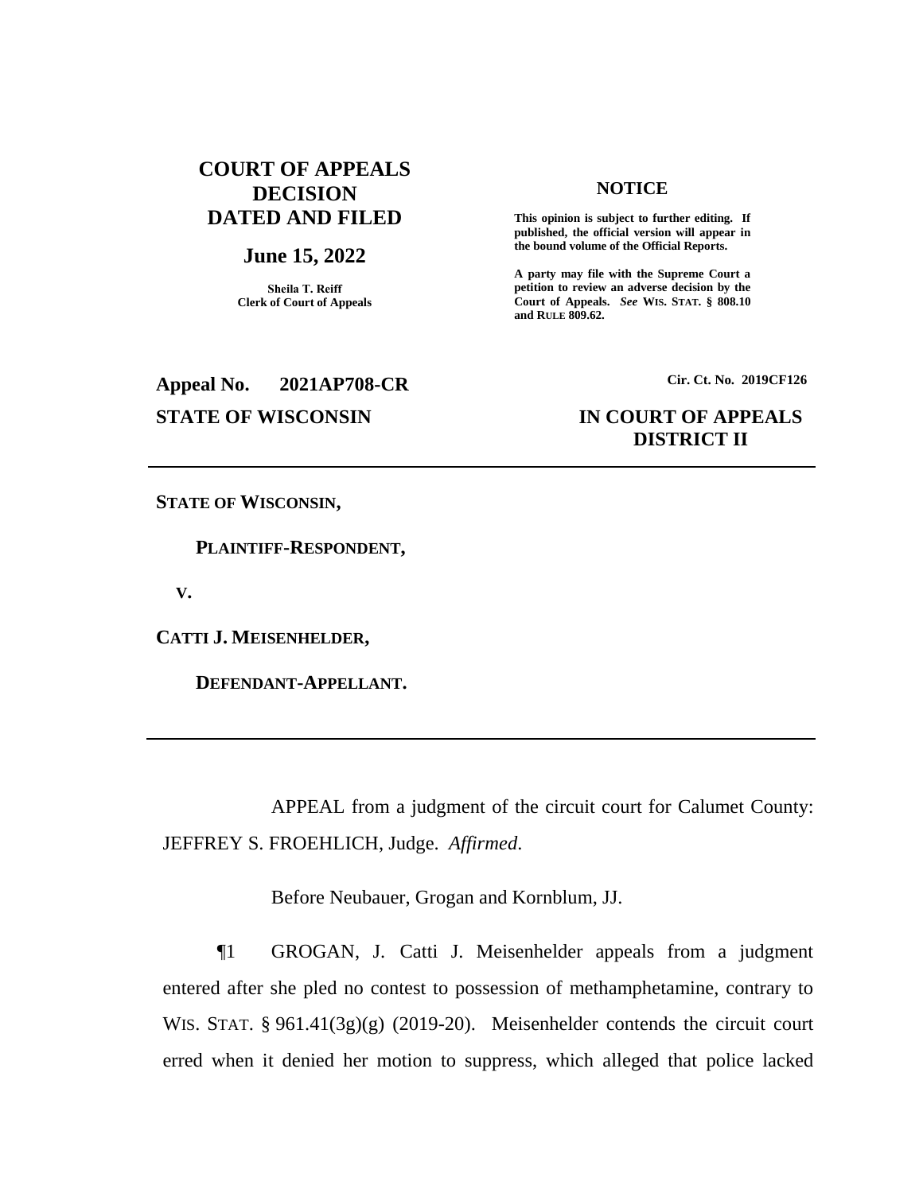# COURT OF APPEALS DECISION DATED AND FILED

## June 15, 2022

**Sheila T. Reiff**
**Clerk of Court of Appeals**

**NOTICE**

**This opinion is subject to further editing. If published, the official version will appear in the bound volume of the Official Reports.**

**A party may file with the Supreme Court a petition to review an adverse decision by the Court of Appeals.** ***See*** **WIS. STAT. § 808.10 and RULE 809.62.**

**Appeal No. 2021AP708-CR** **Cir. Ct. No. 2019CF126**

**STATE OF WISCONSIN** **IN COURT OF APPEALS DISTRICT II**

---

**STATE OF WISCONSIN,**

**PLAINTIFF-RESPONDENT,**

**V.**

**CATTI J. MEISENHELDER,**

**DEFENDANT-APPELLANT.**

---

APPEAL from a judgment of the circuit court for Calumet County: JEFFREY S. FROEHLICH, Judge. *Affirmed*.

Before Neubauer, Grogan and Kornblum, JJ.

¶1 GROGAN, J. Catti J. Meisenhelder appeals from a judgment entered after she pled no contest to possession of methamphetamine, contrary to WIS. STAT. § 961.41(3g)(g) (2019-20). Meisenhelder contends the circuit court erred when it denied her motion to suppress, which alleged that police lacked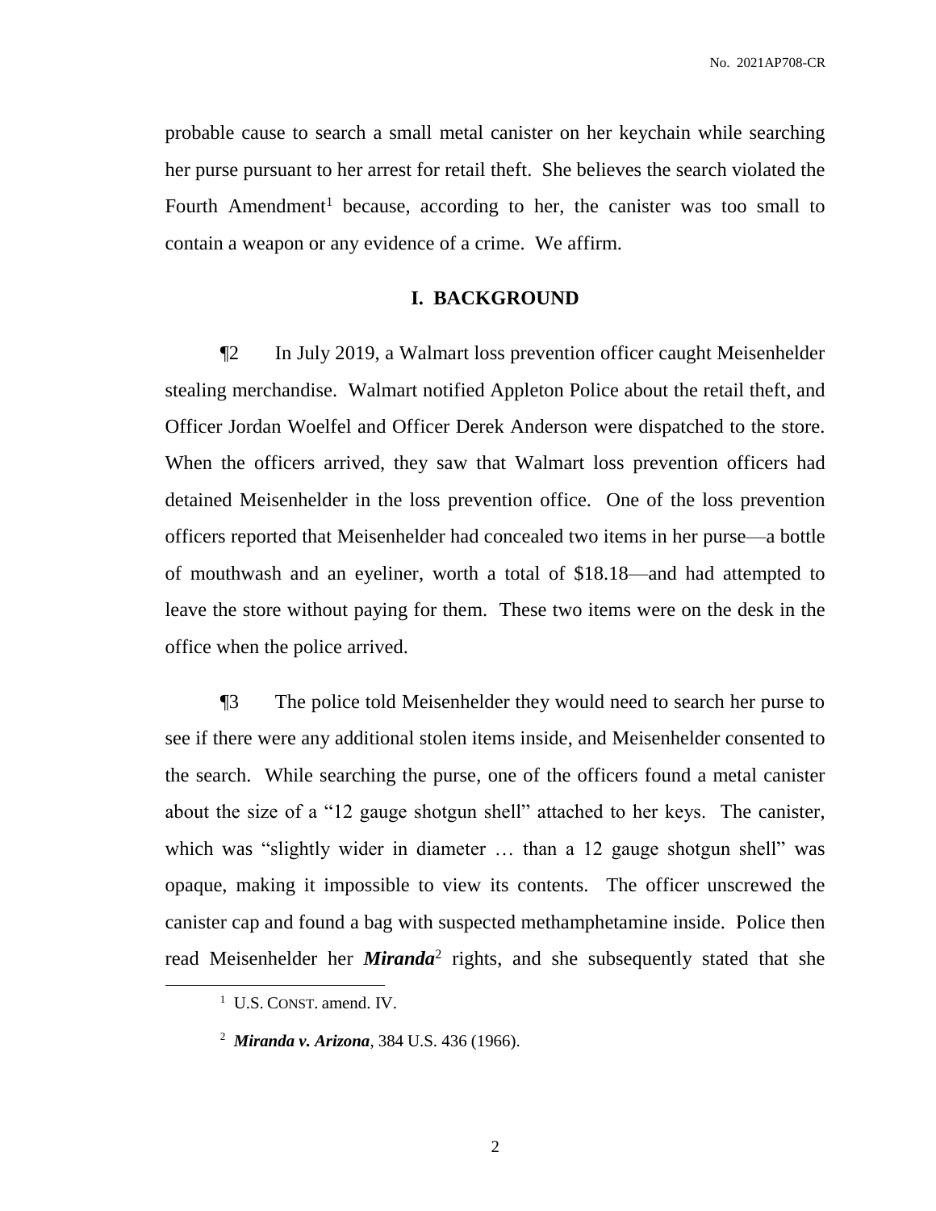probable cause to search a small metal canister on her keychain while searching her purse pursuant to her arrest for retail theft. She believes the search violated the Fourth Amendment[1] because, according to her, the canister was too small to contain a weapon or any evidence of a crime. We affirm.

## I. BACKGROUND

¶2 In July 2019, a Walmart loss prevention officer caught Meisenhelder stealing merchandise. Walmart notified Appleton Police about the retail theft, and Officer Jordan Woelfel and Officer Derek Anderson were dispatched to the store. When the officers arrived, they saw that Walmart loss prevention officers had detained Meisenhelder in the loss prevention office. One of the loss prevention officers reported that Meisenhelder had concealed two items in her purse—a bottle of mouthwash and an eyeliner, worth a total of $18.18—and had attempted to leave the store without paying for them. These two items were on the desk in the office when the police arrived.

¶3 The police told Meisenhelder they would need to search her purse to see if there were any additional stolen items inside, and Meisenhelder consented to the search. While searching the purse, one of the officers found a metal canister about the size of a "12 gauge shotgun shell" attached to her keys. The canister, which was "slightly wider in diameter … than a 12 gauge shotgun shell" was opaque, making it impossible to view its contents. The officer unscrewed the canister cap and found a bag with suspected methamphetamine inside. Police then read Meisenhelder her ***Miranda***[2] rights, and she subsequently stated that she

[1] U.S. CONST. amend. IV.

[2] ***Miranda v. Arizona***, 384 U.S. 436 (1966).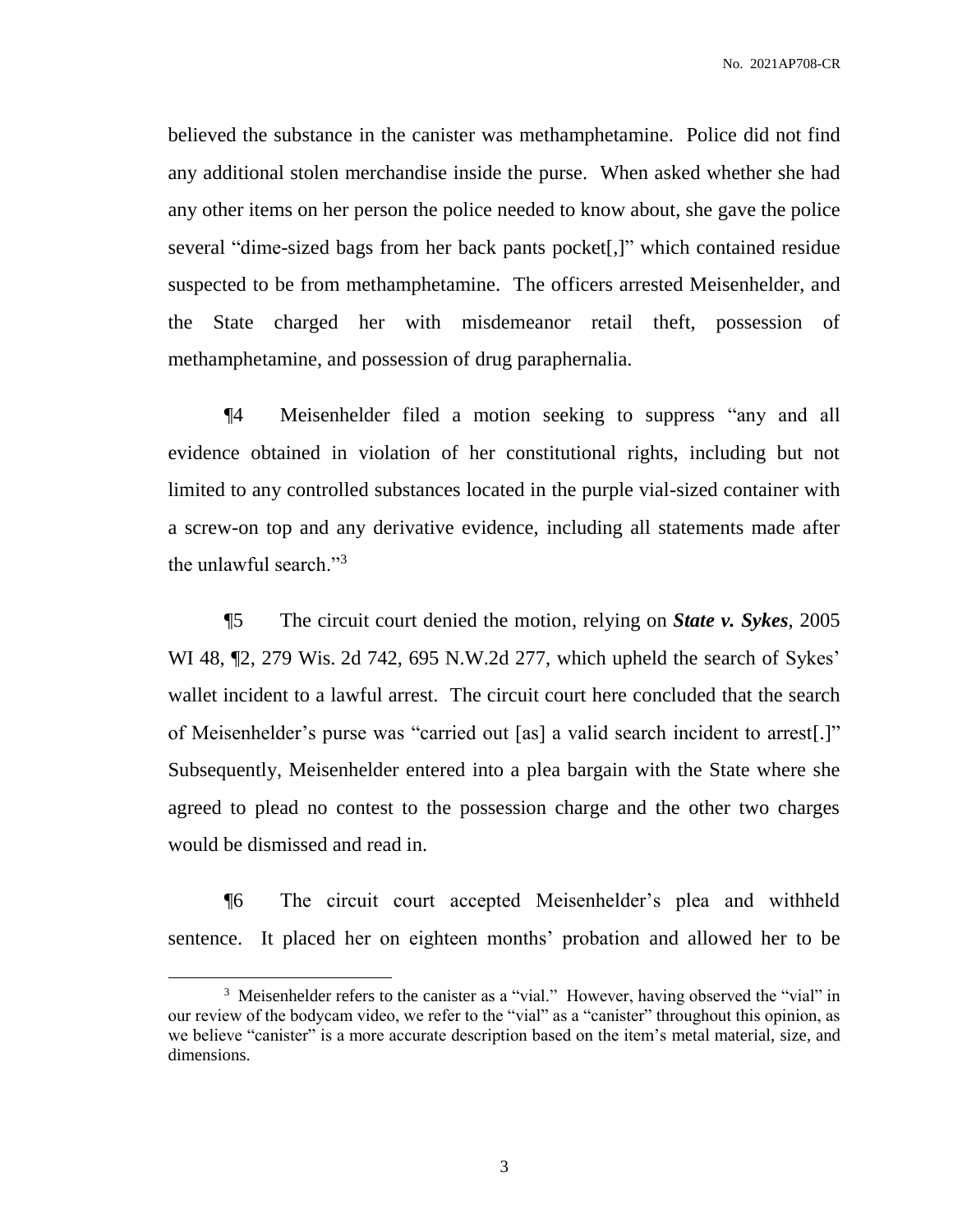believed the substance in the canister was methamphetamine. Police did not find any additional stolen merchandise inside the purse. When asked whether she had any other items on her person the police needed to know about, she gave the police several "dime-sized bags from her back pants pocket[,]" which contained residue suspected to be from methamphetamine. The officers arrested Meisenhelder, and the State charged her with misdemeanor retail theft, possession of methamphetamine, and possession of drug paraphernalia.

¶4 Meisenhelder filed a motion seeking to suppress "any and all evidence obtained in violation of her constitutional rights, including but not limited to any controlled substances located in the purple vial-sized container with a screw-on top and any derivative evidence, including all statements made after the unlawful search."[3]

¶5 The circuit court denied the motion, relying on ***State v. Sykes***, 2005 WI 48, ¶2, 279 Wis. 2d 742, 695 N.W.2d 277, which upheld the search of Sykes' wallet incident to a lawful arrest. The circuit court here concluded that the search of Meisenhelder's purse was "carried out [as] a valid search incident to arrest[.]" Subsequently, Meisenhelder entered into a plea bargain with the State where she agreed to plead no contest to the possession charge and the other two charges would be dismissed and read in.

¶6 The circuit court accepted Meisenhelder's plea and withheld sentence. It placed her on eighteen months' probation and allowed her to be

[3] Meisenhelder refers to the canister as a "vial." However, having observed the "vial" in our review of the bodycam video, we refer to the "vial" as a "canister" throughout this opinion, as we believe "canister" is a more accurate description based on the item's metal material, size, and dimensions.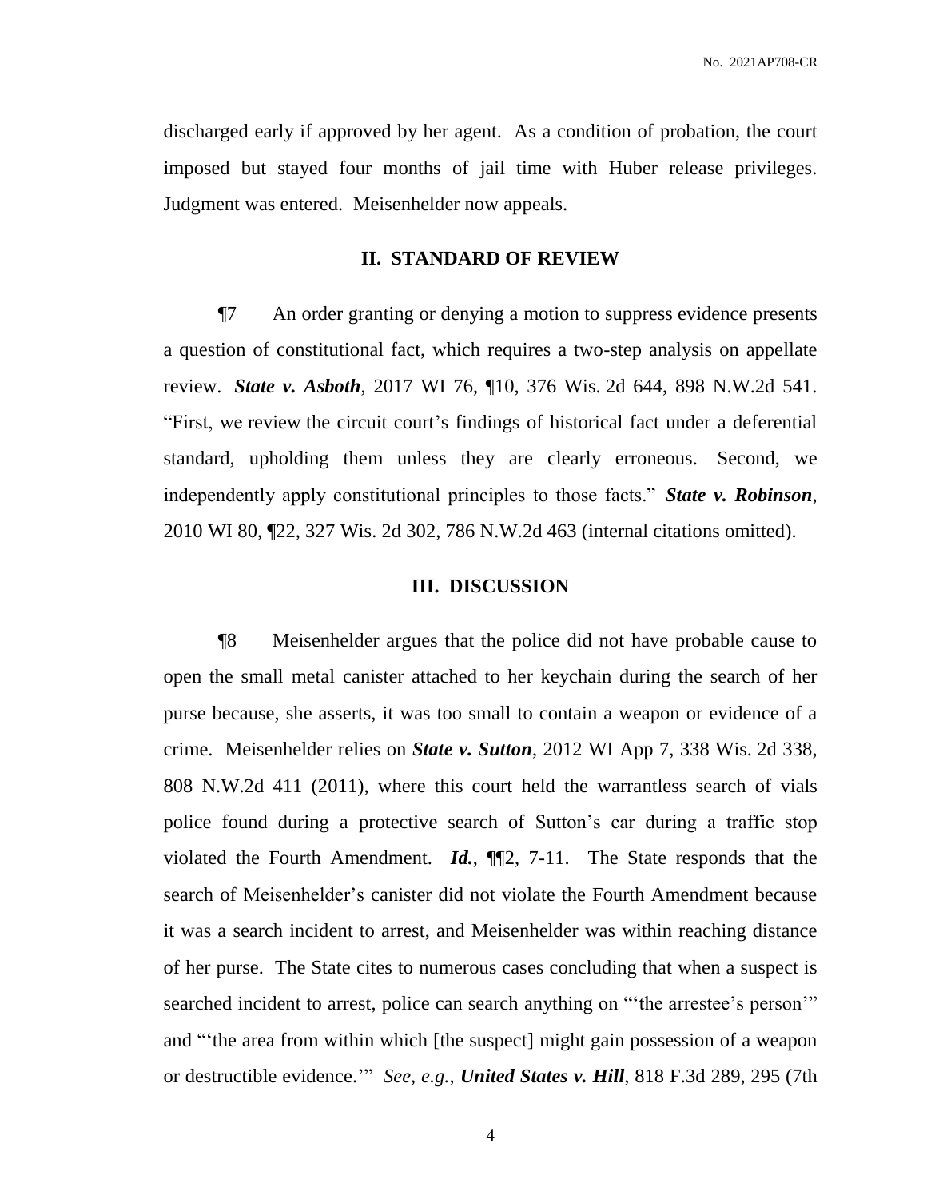discharged early if approved by her agent. As a condition of probation, the court imposed but stayed four months of jail time with Huber release privileges. Judgment was entered. Meisenhelder now appeals.

## II. STANDARD OF REVIEW

¶7 An order granting or denying a motion to suppress evidence presents a question of constitutional fact, which requires a two-step analysis on appellate review. ***State v. Asboth***, 2017 WI 76, ¶10, 376 Wis. 2d 644, 898 N.W.2d 541. "First, we review the circuit court's findings of historical fact under a deferential standard, upholding them unless they are clearly erroneous. Second, we independently apply constitutional principles to those facts." ***State v. Robinson***, 2010 WI 80, ¶22, 327 Wis. 2d 302, 786 N.W.2d 463 (internal citations omitted).

## III. DISCUSSION

¶8 Meisenhelder argues that the police did not have probable cause to open the small metal canister attached to her keychain during the search of her purse because, she asserts, it was too small to contain a weapon or evidence of a crime. Meisenhelder relies on ***State v. Sutton***, 2012 WI App 7, 338 Wis. 2d 338, 808 N.W.2d 411 (2011), where this court held the warrantless search of vials police found during a protective search of Sutton's car during a traffic stop violated the Fourth Amendment. ***Id.***, ¶¶2, 7-11. The State responds that the search of Meisenhelder's canister did not violate the Fourth Amendment because it was a search incident to arrest, and Meisenhelder was within reaching distance of her purse. The State cites to numerous cases concluding that when a suspect is searched incident to arrest, police can search anything on "'the arrestee's person'" and "'the area from within which [the suspect] might gain possession of a weapon or destructible evidence.'" *See, e.g.*, ***United States v. Hill***, 818 F.3d 289, 295 (7th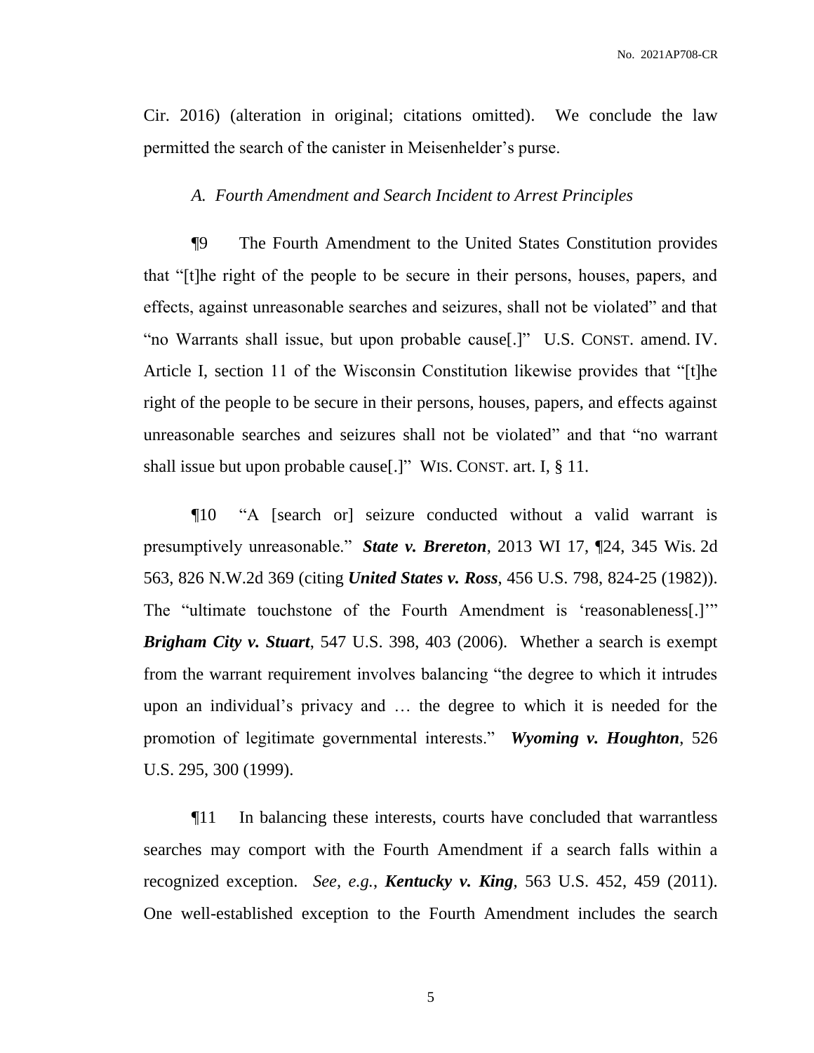Cir. 2016) (alteration in original; citations omitted). We conclude the law permitted the search of the canister in Meisenhelder's purse.

### *A. Fourth Amendment and Search Incident to Arrest Principles*

¶9 The Fourth Amendment to the United States Constitution provides that "[t]he right of the people to be secure in their persons, houses, papers, and effects, against unreasonable searches and seizures, shall not be violated" and that "no Warrants shall issue, but upon probable cause[.]" U.S. CONST. amend. IV. Article I, section 11 of the Wisconsin Constitution likewise provides that "[t]he right of the people to be secure in their persons, houses, papers, and effects against unreasonable searches and seizures shall not be violated" and that "no warrant shall issue but upon probable cause[.]" WIS. CONST. art. I, § 11.

¶10 "A [search or] seizure conducted without a valid warrant is presumptively unreasonable." ***State v. Brereton***, 2013 WI 17, ¶24, 345 Wis. 2d 563, 826 N.W.2d 369 (citing ***United States v. Ross***, 456 U.S. 798, 824-25 (1982)). The "ultimate touchstone of the Fourth Amendment is 'reasonableness[.]'" ***Brigham City v. Stuart***, 547 U.S. 398, 403 (2006). Whether a search is exempt from the warrant requirement involves balancing "the degree to which it intrudes upon an individual's privacy and … the degree to which it is needed for the promotion of legitimate governmental interests." ***Wyoming v. Houghton***, 526 U.S. 295, 300 (1999).

¶11 In balancing these interests, courts have concluded that warrantless searches may comport with the Fourth Amendment if a search falls within a recognized exception. *See, e.g.*, ***Kentucky v. King***, 563 U.S. 452, 459 (2011). One well-established exception to the Fourth Amendment includes the search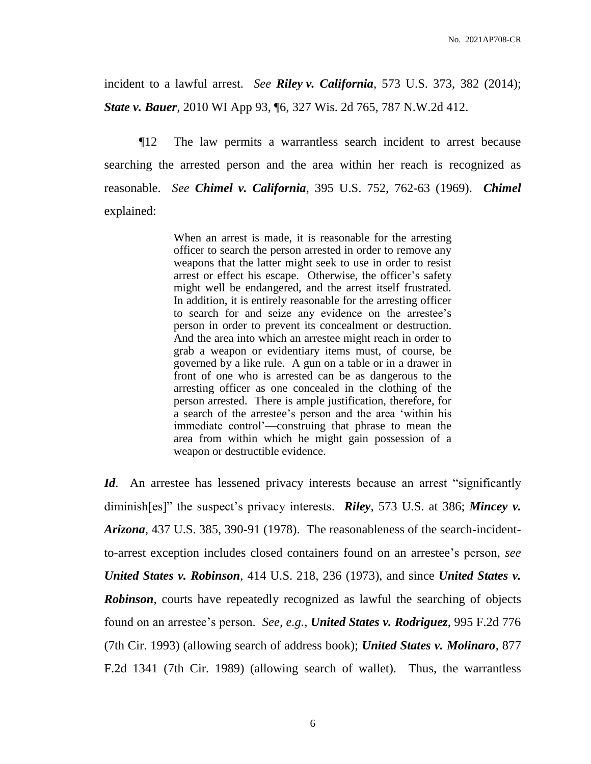incident to a lawful arrest. *See* ***Riley v. California***, 573 U.S. 373, 382 (2014); ***State v. Bauer***, 2010 WI App 93, ¶6, 327 Wis. 2d 765, 787 N.W.2d 412.

¶12 The law permits a warrantless search incident to arrest because searching the arrested person and the area within her reach is recognized as reasonable. *See* ***Chimel v. California***, 395 U.S. 752, 762-63 (1969). ***Chimel*** explained:

> When an arrest is made, it is reasonable for the arresting officer to search the person arrested in order to remove any weapons that the latter might seek to use in order to resist arrest or effect his escape. Otherwise, the officer's safety might well be endangered, and the arrest itself frustrated. In addition, it is entirely reasonable for the arresting officer to search for and seize any evidence on the arrestee's person in order to prevent its concealment or destruction. And the area into which an arrestee might reach in order to grab a weapon or evidentiary items must, of course, be governed by a like rule. A gun on a table or in a drawer in front of one who is arrested can be as dangerous to the arresting officer as one concealed in the clothing of the person arrested. There is ample justification, therefore, for a search of the arrestee's person and the area 'within his immediate control'—construing that phrase to mean the area from within which he might gain possession of a weapon or destructible evidence.

***Id***. An arrestee has lessened privacy interests because an arrest "significantly diminish[es]" the suspect's privacy interests. ***Riley***, 573 U.S. at 386; ***Mincey v. Arizona***, 437 U.S. 385, 390-91 (1978). The reasonableness of the search-incident-to-arrest exception includes closed containers found on an arrestee's person, *see* ***United States v. Robinson***, 414 U.S. 218, 236 (1973), and since ***United States v. Robinson***, courts have repeatedly recognized as lawful the searching of objects found on an arrestee's person. *See, e.g.*, ***United States v. Rodriguez***, 995 F.2d 776 (7th Cir. 1993) (allowing search of address book); ***United States v. Molinaro***, 877 F.2d 1341 (7th Cir. 1989) (allowing search of wallet). Thus, the warrantless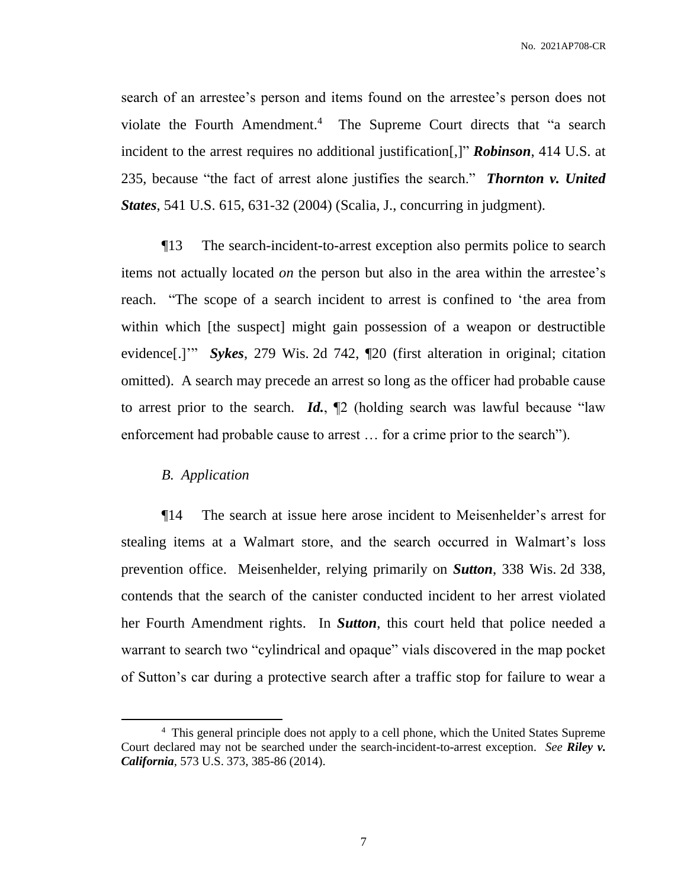search of an arrestee's person and items found on the arrestee's person does not violate the Fourth Amendment.[4] The Supreme Court directs that "a search incident to the arrest requires no additional justification[,]" ***Robinson***, 414 U.S. at 235, because "the fact of arrest alone justifies the search." ***Thornton v. United States***, 541 U.S. 615, 631-32 (2004) (Scalia, J., concurring in judgment).

¶13 The search-incident-to-arrest exception also permits police to search items not actually located *on* the person but also in the area within the arrestee's reach. "The scope of a search incident to arrest is confined to 'the area from within which [the suspect] might gain possession of a weapon or destructible evidence[.]'" ***Sykes***, 279 Wis. 2d 742, ¶20 (first alteration in original; citation omitted). A search may precede an arrest so long as the officer had probable cause to arrest prior to the search. ***Id.***, ¶2 (holding search was lawful because "law enforcement had probable cause to arrest … for a crime prior to the search").

*B. Application*

¶14 The search at issue here arose incident to Meisenhelder's arrest for stealing items at a Walmart store, and the search occurred in Walmart's loss prevention office. Meisenhelder, relying primarily on ***Sutton***, 338 Wis. 2d 338, contends that the search of the canister conducted incident to her arrest violated her Fourth Amendment rights. In ***Sutton***, this court held that police needed a warrant to search two "cylindrical and opaque" vials discovered in the map pocket of Sutton's car during a protective search after a traffic stop for failure to wear a

[4] This general principle does not apply to a cell phone, which the United States Supreme Court declared may not be searched under the search-incident-to-arrest exception. *See* ***Riley v. California***, 573 U.S. 373, 385-86 (2014).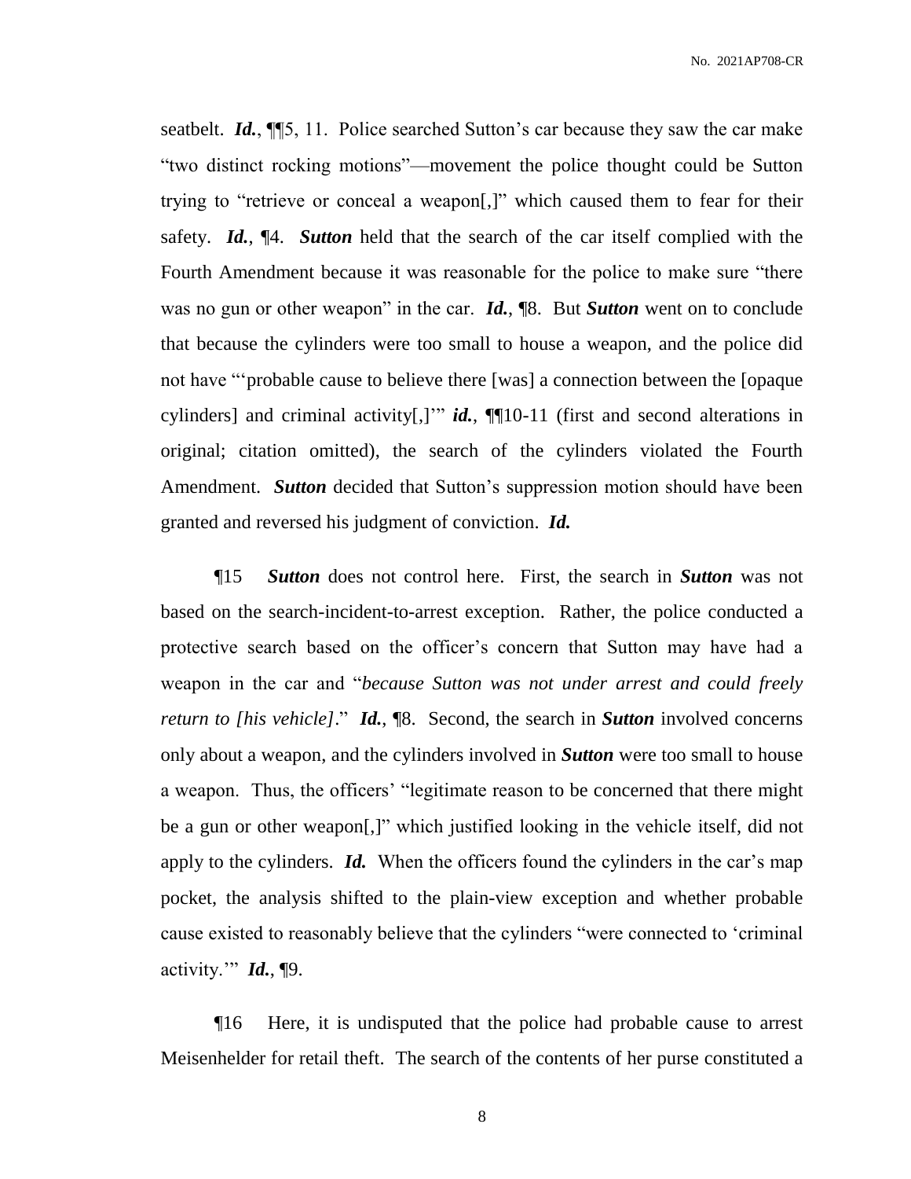seatbelt. ***Id.***, ¶¶5, 11. Police searched Sutton's car because they saw the car make "two distinct rocking motions"—movement the police thought could be Sutton trying to "retrieve or conceal a weapon[,]" which caused them to fear for their safety. ***Id.***, ¶4. ***Sutton*** held that the search of the car itself complied with the Fourth Amendment because it was reasonable for the police to make sure "there was no gun or other weapon" in the car. ***Id.***, ¶8. But ***Sutton*** went on to conclude that because the cylinders were too small to house a weapon, and the police did not have "'probable cause to believe there [was] a connection between the [opaque cylinders] and criminal activity[,]'" ***id.***, ¶¶10-11 (first and second alterations in original; citation omitted), the search of the cylinders violated the Fourth Amendment. ***Sutton*** decided that Sutton's suppression motion should have been granted and reversed his judgment of conviction. ***Id.***

¶15 ***Sutton*** does not control here. First, the search in ***Sutton*** was not based on the search-incident-to-arrest exception. Rather, the police conducted a protective search based on the officer's concern that Sutton may have had a weapon in the car and "*because Sutton was not under arrest and could freely return to [his vehicle]*." ***Id.***, ¶8. Second, the search in ***Sutton*** involved concerns only about a weapon, and the cylinders involved in ***Sutton*** were too small to house a weapon. Thus, the officers' "legitimate reason to be concerned that there might be a gun or other weapon[,]" which justified looking in the vehicle itself, did not apply to the cylinders. ***Id.*** When the officers found the cylinders in the car's map pocket, the analysis shifted to the plain-view exception and whether probable cause existed to reasonably believe that the cylinders "were connected to 'criminal activity.'" ***Id.***, ¶9.

¶16 Here, it is undisputed that the police had probable cause to arrest Meisenhelder for retail theft. The search of the contents of her purse constituted a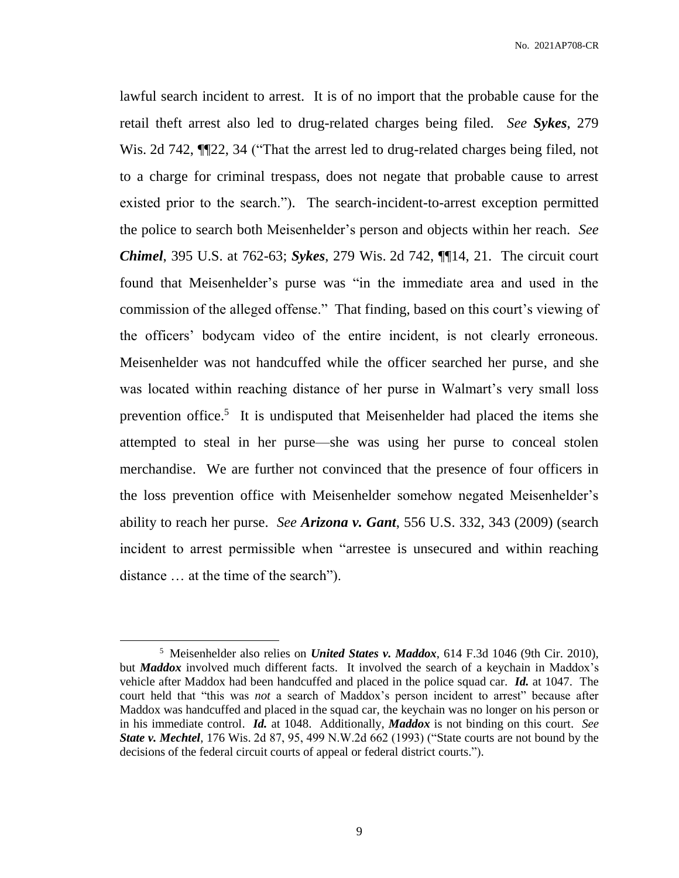lawful search incident to arrest. It is of no import that the probable cause for the retail theft arrest also led to drug-related charges being filed. *See* ***Sykes***, 279 Wis. 2d 742, ¶¶22, 34 ("That the arrest led to drug-related charges being filed, not to a charge for criminal trespass, does not negate that probable cause to arrest existed prior to the search."). The search-incident-to-arrest exception permitted the police to search both Meisenhelder's person and objects within her reach. *See* ***Chimel***, 395 U.S. at 762-63; ***Sykes***, 279 Wis. 2d 742, ¶¶14, 21. The circuit court found that Meisenhelder's purse was "in the immediate area and used in the commission of the alleged offense." That finding, based on this court's viewing of the officers' bodycam video of the entire incident, is not clearly erroneous. Meisenhelder was not handcuffed while the officer searched her purse, and she was located within reaching distance of her purse in Walmart's very small loss prevention office.[5] It is undisputed that Meisenhelder had placed the items she attempted to steal in her purse—she was using her purse to conceal stolen merchandise. We are further not convinced that the presence of four officers in the loss prevention office with Meisenhelder somehow negated Meisenhelder's ability to reach her purse. *See* ***Arizona v. Gant***, 556 U.S. 332, 343 (2009) (search incident to arrest permissible when "arrestee is unsecured and within reaching distance … at the time of the search").

---

[5] Meisenhelder also relies on ***United States v. Maddox***, 614 F.3d 1046 (9th Cir. 2010), but ***Maddox*** involved much different facts. It involved the search of a keychain in Maddox's vehicle after Maddox had been handcuffed and placed in the police squad car. ***Id.*** at 1047. The court held that "this was *not* a search of Maddox's person incident to arrest" because after Maddox was handcuffed and placed in the squad car, the keychain was no longer on his person or in his immediate control. ***Id.*** at 1048. Additionally, ***Maddox*** is not binding on this court. *See* ***State v. Mechtel***, 176 Wis. 2d 87, 95, 499 N.W.2d 662 (1993) ("State courts are not bound by the decisions of the federal circuit courts of appeal or federal district courts.").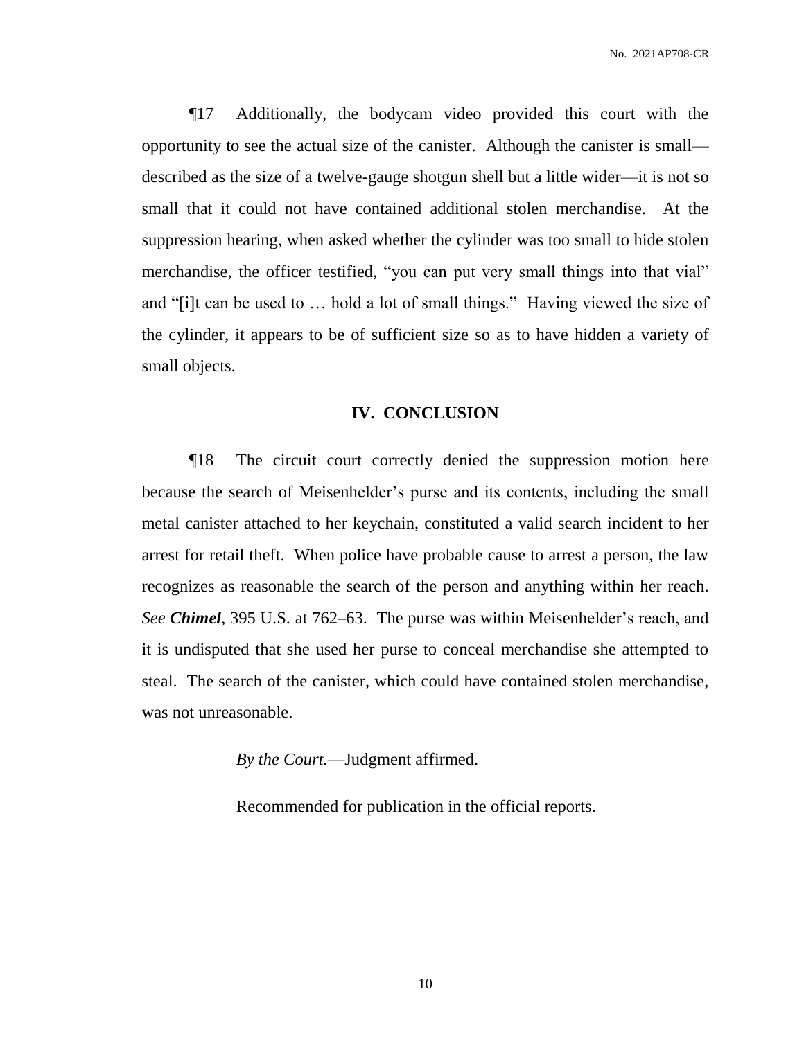¶17 Additionally, the bodycam video provided this court with the opportunity to see the actual size of the canister. Although the canister is small—described as the size of a twelve-gauge shotgun shell but a little wider—it is not so small that it could not have contained additional stolen merchandise. At the suppression hearing, when asked whether the cylinder was too small to hide stolen merchandise, the officer testified, "you can put very small things into that vial" and "[i]t can be used to … hold a lot of small things." Having viewed the size of the cylinder, it appears to be of sufficient size so as to have hidden a variety of small objects.

## IV. CONCLUSION

¶18 The circuit court correctly denied the suppression motion here because the search of Meisenhelder's purse and its contents, including the small metal canister attached to her keychain, constituted a valid search incident to her arrest for retail theft. When police have probable cause to arrest a person, the law recognizes as reasonable the search of the person and anything within her reach. *See* ***Chimel***, 395 U.S. at 762–63. The purse was within Meisenhelder's reach, and it is undisputed that she used her purse to conceal merchandise she attempted to steal. The search of the canister, which could have contained stolen merchandise, was not unreasonable.

*By the Court.*—Judgment affirmed.

Recommended for publication in the official reports.